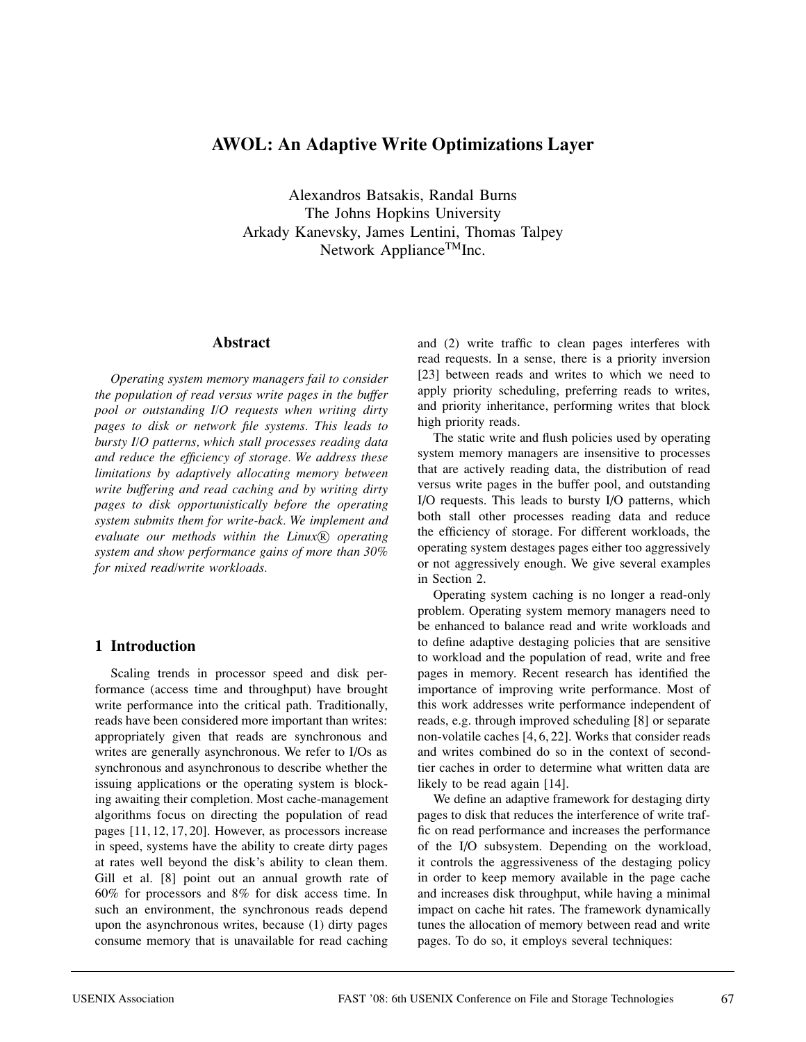# AWOL: An Adaptive Write Optimizations Layer

Alexandros Batsakis, Randal Burns
The Johns Hopkins University
Arkady Kanevsky, James Lentini, Thomas Talpey
Network Appliance™ Inc.

## Abstract

*Operating system memory managers fail to consider the population of read versus write pages in the buffer pool or outstanding I/O requests when writing dirty pages to disk or network file systems. This leads to bursty I/O patterns, which stall processes reading data and reduce the efficiency of storage. We address these limitations by adaptively allocating memory between write buffering and read caching and by writing dirty pages to disk opportunistically before the operating system submits them for write-back. We implement and evaluate our methods within the Linux® operating system and show performance gains of more than 30% for mixed read/write workloads.*

## 1 Introduction

Scaling trends in processor speed and disk performance (access time and throughput) have brought write performance into the critical path. Traditionally, reads have been considered more important than writes: appropriately given that reads are synchronous and writes are generally asynchronous. We refer to I/Os as synchronous and asynchronous to describe whether the issuing applications or the operating system is blocking awaiting their completion. Most cache-management algorithms focus on directing the population of read pages [11, 12, 17, 20]. However, as processors increase in speed, systems have the ability to create dirty pages at rates well beyond the disk's ability to clean them. Gill et al. [8] point out an annual growth rate of 60% for processors and 8% for disk access time. In such an environment, the synchronous reads depend upon the asynchronous writes, because (1) dirty pages consume memory that is unavailable for read caching and (2) write traffic to clean pages interferes with read requests. In a sense, there is a priority inversion [23] between reads and writes to which we need to apply priority scheduling, preferring reads to writes, and priority inheritance, performing writes that block high priority reads.

The static write and flush policies used by operating system memory managers are insensitive to processes that are actively reading data, the distribution of read versus write pages in the buffer pool, and outstanding I/O requests. This leads to bursty I/O patterns, which both stall other processes reading data and reduce the efficiency of storage. For different workloads, the operating system destages pages either too aggressively or not aggressively enough. We give several examples in Section 2.

Operating system caching is no longer a read-only problem. Operating system memory managers need to be enhanced to balance read and write workloads and to define adaptive destaging policies that are sensitive to workload and the population of read, write and free pages in memory. Recent research has identified the importance of improving write performance. Most of this work addresses write performance independent of reads, e.g. through improved scheduling [8] or separate non-volatile caches [4, 6, 22]. Works that consider reads and writes combined do so in the context of second-tier caches in order to determine what written data are likely to be read again [14].

We define an adaptive framework for destaging dirty pages to disk that reduces the interference of write traffic on read performance and increases the performance of the I/O subsystem. Depending on the workload, it controls the aggressiveness of the destaging policy in order to keep memory available in the page cache and increases disk throughput, while having a minimal impact on cache hit rates. The framework dynamically tunes the allocation of memory between read and write pages. To do so, it employs several techniques: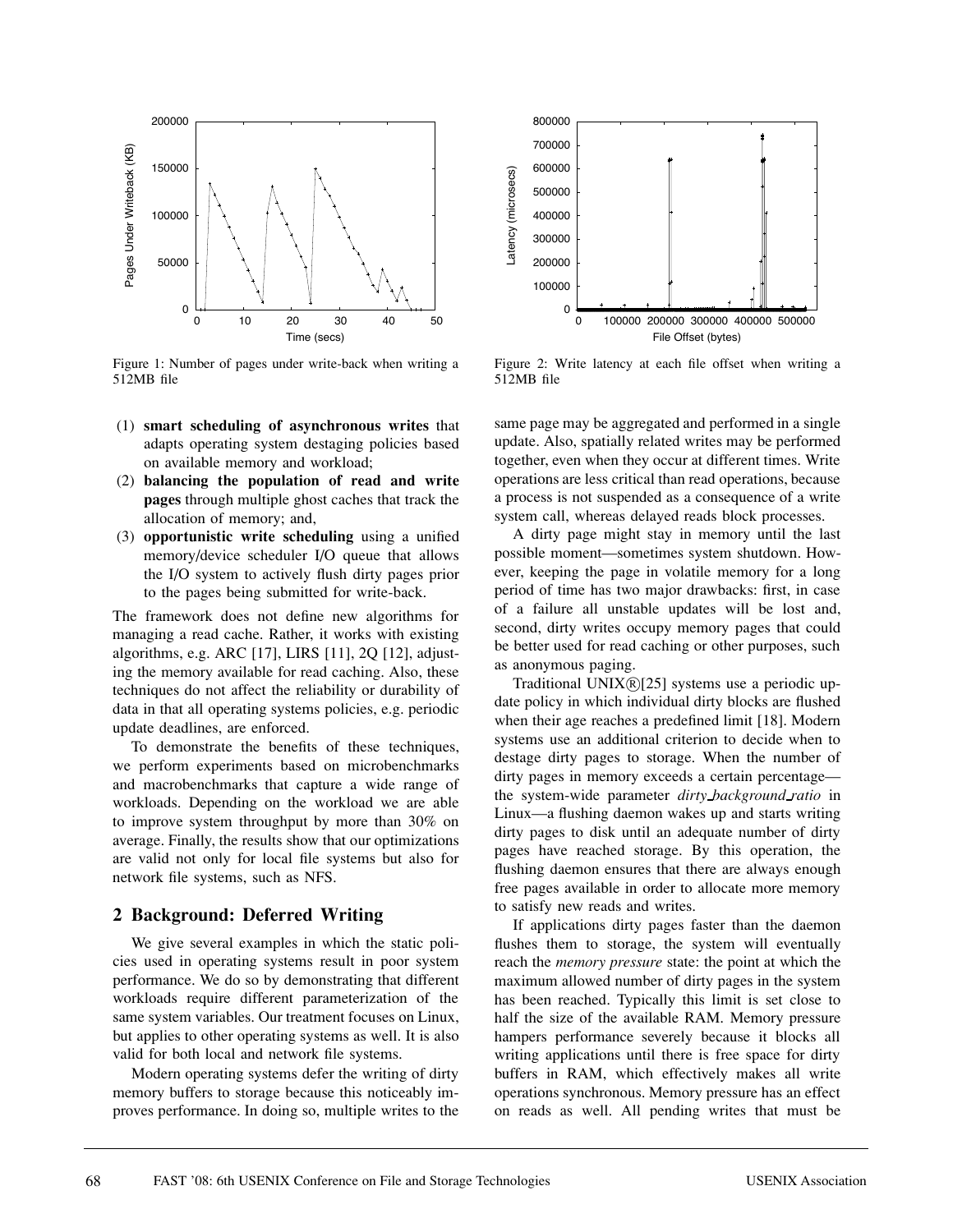Figure 1: Number of pages under write-back when writing a 512MB file

Figure 2: Write latency at each file offset when writing a 512MB file

(1) **smart scheduling of asynchronous writes** that adapts operating system destaging policies based on available memory and workload;
(2) **balancing the population of read and write pages** through multiple ghost caches that track the allocation of memory; and,
(3) **opportunistic write scheduling** using a unified memory/device scheduler I/O queue that allows the I/O system to actively flush dirty pages prior to the pages being submitted for write-back.

The framework does not define new algorithms for managing a read cache. Rather, it works with existing algorithms, e.g. ARC [17], LIRS [11], 2Q [12], adjusting the memory available for read caching. Also, these techniques do not affect the reliability or durability of data in that all operating systems policies, e.g. periodic update deadlines, are enforced.

To demonstrate the benefits of these techniques, we perform experiments based on microbenchmarks and macrobenchmarks that capture a wide range of workloads. Depending on the workload we are able to improve system throughput by more than 30% on average. Finally, the results show that our optimizations are valid not only for local file systems but also for network file systems, such as NFS.

## 2 Background: Deferred Writing

We give several examples in which the static policies used in operating systems result in poor system performance. We do so by demonstrating that different workloads require different parameterization of the same system variables. Our treatment focuses on Linux, but applies to other operating systems as well. It is also valid for both local and network file systems.

Modern operating systems defer the writing of dirty memory buffers to storage because this noticeably improves performance. In doing so, multiple writes to the same page may be aggregated and performed in a single update. Also, spatially related writes may be performed together, even when they occur at different times. Write operations are less critical than read operations, because a process is not suspended as a consequence of a write system call, whereas delayed reads block processes.

A dirty page might stay in memory until the last possible moment—sometimes system shutdown. However, keeping the page in volatile memory for a long period of time has two major drawbacks: first, in case of a failure all unstable updates will be lost and, second, dirty writes occupy memory pages that could be better used for read caching or other purposes, such as anonymous paging.

Traditional UNIX®[25] systems use a periodic update policy in which individual dirty blocks are flushed when their age reaches a predefined limit [18]. Modern systems use an additional criterion to decide when to destage dirty pages to storage. When the number of dirty pages in memory exceeds a certain percentage—the system-wide parameter *dirty_background_ratio* in Linux—a flushing daemon wakes up and starts writing dirty pages to disk until an adequate number of dirty pages have reached storage. By this operation, the flushing daemon ensures that there are always enough free pages available in order to allocate more memory to satisfy new reads and writes.

If applications dirty pages faster than the daemon flushes them to storage, the system will eventually reach the *memory pressure* state: the point at which the maximum allowed number of dirty pages in the system has been reached. Typically this limit is set close to half the size of the available RAM. Memory pressure hampers performance severely because it blocks all writing applications until there is free space for dirty buffers in RAM, which effectively makes all write operations synchronous. Memory pressure has an effect on reads as well. All pending writes that must be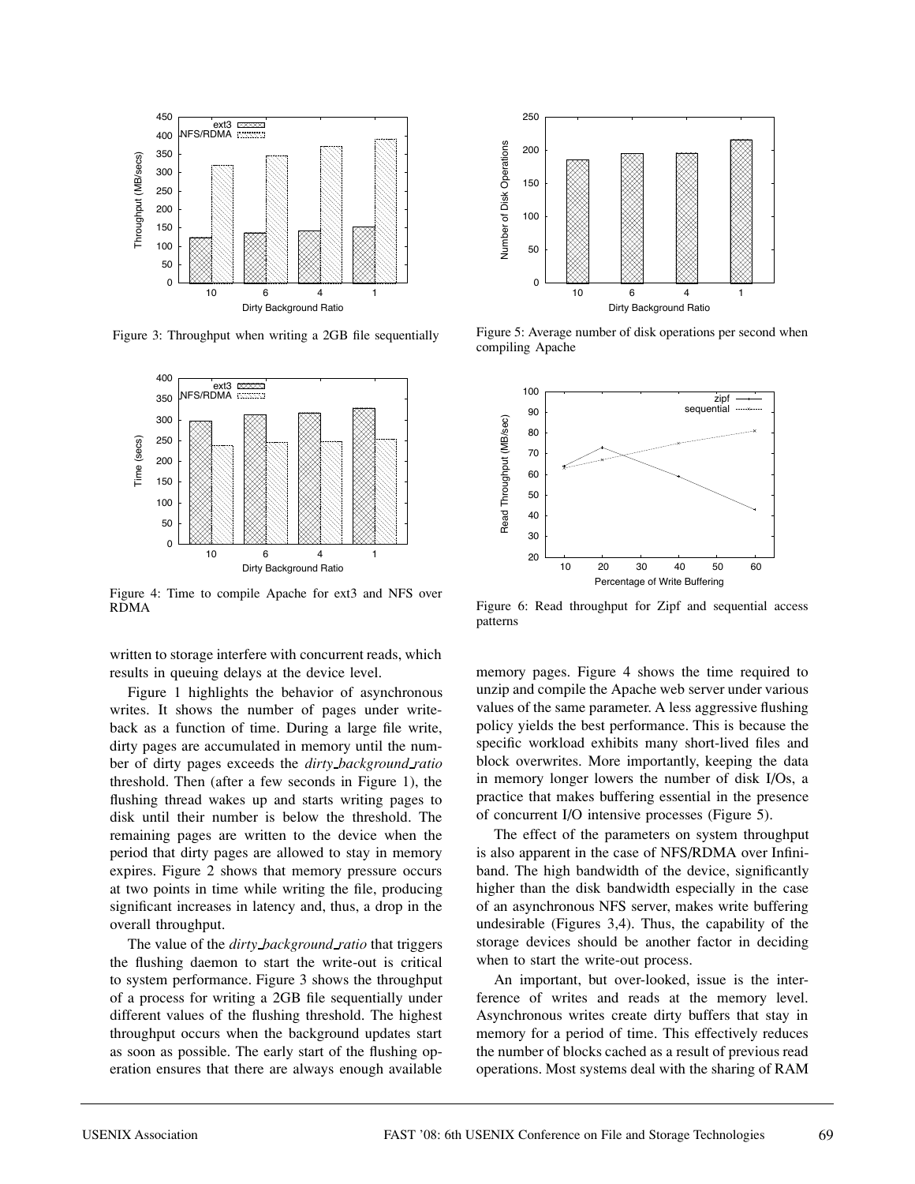Figure 3: Throughput when writing a 2GB file sequentially

Figure 4: Time to compile Apache for ext3 and NFS over RDMA

Figure 5: Average number of disk operations per second when compiling Apache

Figure 6: Read throughput for Zipf and sequential access patterns

written to storage interfere with concurrent reads, which results in queuing delays at the device level.

Figure 1 highlights the behavior of asynchronous writes. It shows the number of pages under write-back as a function of time. During a large file write, dirty pages are accumulated in memory until the number of dirty pages exceeds the *dirty_background_ratio* threshold. Then (after a few seconds in Figure 1), the flushing thread wakes up and starts writing pages to disk until their number is below the threshold. The remaining pages are written to the device when the period that dirty pages are allowed to stay in memory expires. Figure 2 shows that memory pressure occurs at two points in time while writing the file, producing significant increases in latency and, thus, a drop in the overall throughput.

The value of the *dirty_background_ratio* that triggers the flushing daemon to start the write-out is critical to system performance. Figure 3 shows the throughput of a process for writing a 2GB file sequentially under different values of the flushing threshold. The highest throughput occurs when the background updates start as soon as possible. The early start of the flushing operation ensures that there are always enough available memory pages. Figure 4 shows the time required to unzip and compile the Apache web server under various values of the same parameter. A less aggressive flushing policy yields the best performance. This is because the specific workload exhibits many short-lived files and block overwrites. More importantly, keeping the data in memory longer lowers the number of disk I/Os, a practice that makes buffering essential in the presence of concurrent I/O intensive processes (Figure 5).

The effect of the parameters on system throughput is also apparent in the case of NFS/RDMA over Infiniband. The high bandwidth of the device, significantly higher than the disk bandwidth especially in the case of an asynchronous NFS server, makes write buffering undesirable (Figures 3,4). Thus, the capability of the storage devices should be another factor in deciding when to start the write-out process.

An important, but over-looked, issue is the interference of writes and reads at the memory level. Asynchronous writes create dirty buffers that stay in memory for a period of time. This effectively reduces the number of blocks cached as a result of previous read operations. Most systems deal with the sharing of RAM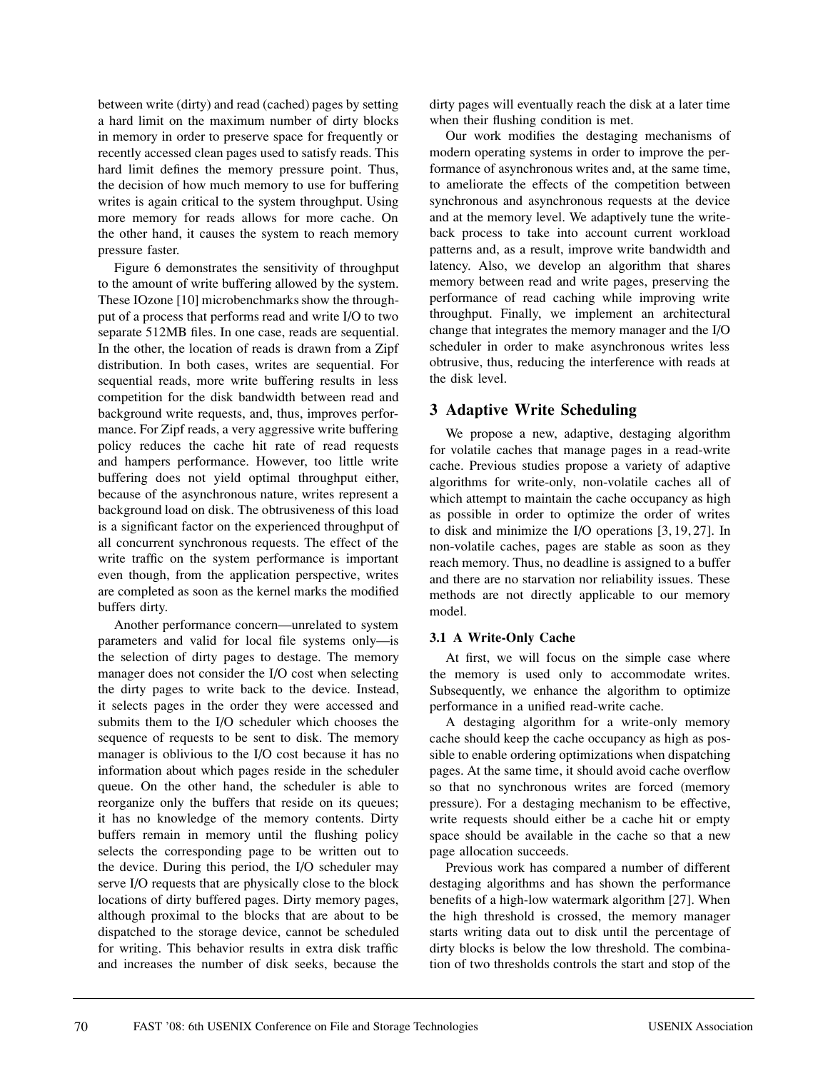between write (dirty) and read (cached) pages by setting a hard limit on the maximum number of dirty blocks in memory in order to preserve space for frequently or recently accessed clean pages used to satisfy reads. This hard limit defines the memory pressure point. Thus, the decision of how much memory to use for buffering writes is again critical to the system throughput. Using more memory for reads allows for more cache. On the other hand, it causes the system to reach memory pressure faster.

Figure 6 demonstrates the sensitivity of throughput to the amount of write buffering allowed by the system. These IOzone [10] microbenchmarks show the throughput of a process that performs read and write I/O to two separate 512MB files. In one case, reads are sequential. In the other, the location of reads is drawn from a Zipf distribution. In both cases, writes are sequential. For sequential reads, more write buffering results in less competition for the disk bandwidth between read and background write requests, and, thus, improves performance. For Zipf reads, a very aggressive write buffering policy reduces the cache hit rate of read requests and hampers performance. However, too little write buffering does not yield optimal throughput either, because of the asynchronous nature, writes represent a background load on disk. The obtrusiveness of this load is a significant factor on the experienced throughput of all concurrent synchronous requests. The effect of the write traffic on the system performance is important even though, from the application perspective, writes are completed as soon as the kernel marks the modified buffers dirty.

Another performance concern—unrelated to system parameters and valid for local file systems only—is the selection of dirty pages to destage. The memory manager does not consider the I/O cost when selecting the dirty pages to write back to the device. Instead, it selects pages in the order they were accessed and submits them to the I/O scheduler which chooses the sequence of requests to be sent to disk. The memory manager is oblivious to the I/O cost because it has no information about which pages reside in the scheduler queue. On the other hand, the scheduler is able to reorganize only the buffers that reside on its queues; it has no knowledge of the memory contents. Dirty buffers remain in memory until the flushing policy selects the corresponding page to be written out to the device. During this period, the I/O scheduler may serve I/O requests that are physically close to the block locations of dirty buffered pages. Dirty memory pages, although proximal to the blocks that are about to be dispatched to the storage device, cannot be scheduled for writing. This behavior results in extra disk traffic and increases the number of disk seeks, because the dirty pages will eventually reach the disk at a later time when their flushing condition is met.

Our work modifies the destaging mechanisms of modern operating systems in order to improve the performance of asynchronous writes and, at the same time, to ameliorate the effects of the competition between synchronous and asynchronous requests at the device and at the memory level. We adaptively tune the write-back process to take into account current workload patterns and, as a result, improve write bandwidth and latency. Also, we develop an algorithm that shares memory between read and write pages, preserving the performance of read caching while improving write throughput. Finally, we implement an architectural change that integrates the memory manager and the I/O scheduler in order to make asynchronous writes less obtrusive, thus, reducing the interference with reads at the disk level.

## 3 Adaptive Write Scheduling

We propose a new, adaptive, destaging algorithm for volatile caches that manage pages in a read-write cache. Previous studies propose a variety of adaptive algorithms for write-only, non-volatile caches all of which attempt to maintain the cache occupancy as high as possible in order to optimize the order of writes to disk and minimize the I/O operations [3, 19, 27]. In non-volatile caches, pages are stable as soon as they reach memory. Thus, no deadline is assigned to a buffer and there are no starvation nor reliability issues. These methods are not directly applicable to our memory model.

### 3.1 A Write-Only Cache

At first, we will focus on the simple case where the memory is used only to accommodate writes. Subsequently, we enhance the algorithm to optimize performance in a unified read-write cache.

A destaging algorithm for a write-only memory cache should keep the cache occupancy as high as possible to enable ordering optimizations when dispatching pages. At the same time, it should avoid cache overflow so that no synchronous writes are forced (memory pressure). For a destaging mechanism to be effective, write requests should either be a cache hit or empty space should be available in the cache so that a new page allocation succeeds.

Previous work has compared a number of different destaging algorithms and has shown the performance benefits of a high-low watermark algorithm [27]. When the high threshold is crossed, the memory manager starts writing data out to disk until the percentage of dirty blocks is below the low threshold. The combination of two thresholds controls the start and stop of the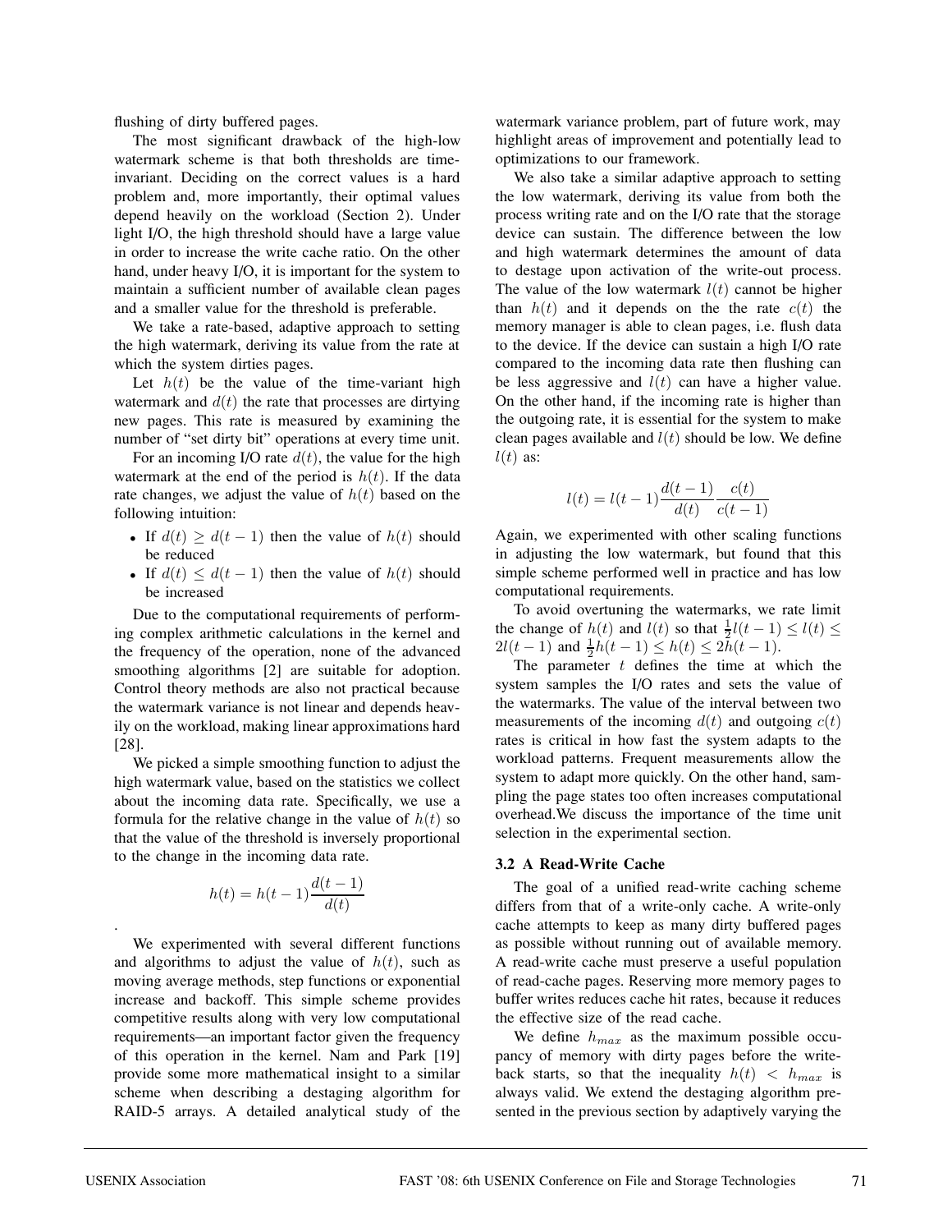flushing of dirty buffered pages.

The most significant drawback of the high-low watermark scheme is that both thresholds are time-invariant. Deciding on the correct values is a hard problem and, more importantly, their optimal values depend heavily on the workload (Section 2). Under light I/O, the high threshold should have a large value in order to increase the write cache ratio. On the other hand, under heavy I/O, it is important for the system to maintain a sufficient number of available clean pages and a smaller value for the threshold is preferable.

We take a rate-based, adaptive approach to setting the high watermark, deriving its value from the rate at which the system dirties pages.

Let $h(t)$ be the value of the time-variant high watermark and $d(t)$ the rate that processes are dirtying new pages. This rate is measured by examining the number of "set dirty bit" operations at every time unit.

For an incoming I/O rate $d(t)$, the value for the high watermark at the end of the period is $h(t)$. If the data rate changes, we adjust the value of $h(t)$ based on the following intuition:

- If $d(t) \geq d(t-1)$ then the value of $h(t)$ should be reduced
- If $d(t) \leq d(t-1)$ then the value of $h(t)$ should be increased

Due to the computational requirements of performing complex arithmetic calculations in the kernel and the frequency of the operation, none of the advanced smoothing algorithms [2] are suitable for adoption. Control theory methods are also not practical because the watermark variance is not linear and depends heavily on the workload, making linear approximations hard [28].

We picked a simple smoothing function to adjust the high watermark value, based on the statistics we collect about the incoming data rate. Specifically, we use a formula for the relative change in the value of $h(t)$ so that the value of the threshold is inversely proportional to the change in the incoming data rate.

$$h(t) = h(t-1)\frac{d(t-1)}{d(t)}$$

.

We experimented with several different functions and algorithms to adjust the value of $h(t)$, such as moving average methods, step functions or exponential increase and backoff. This simple scheme provides competitive results along with very low computational requirements—an important factor given the frequency of this operation in the kernel. Nam and Park [19] provide some more mathematical insight to a similar scheme when describing a destaging algorithm for RAID-5 arrays. A detailed analytical study of the watermark variance problem, part of future work, may highlight areas of improvement and potentially lead to optimizations to our framework.

We also take a similar adaptive approach to setting the low watermark, deriving its value from both the process writing rate and on the I/O rate that the storage device can sustain. The difference between the low and high watermark determines the amount of data to destage upon activation of the write-out process. The value of the low watermark $l(t)$ cannot be higher than $h(t)$ and it depends on the the rate $c(t)$ the memory manager is able to clean pages, i.e. flush data to the device. If the device can sustain a high I/O rate compared to the incoming data rate then flushing can be less aggressive and $l(t)$ can have a higher value. On the other hand, if the incoming rate is higher than the outgoing rate, it is essential for the system to make clean pages available and $l(t)$ should be low. We define $l(t)$ as:

$$l(t) = l(t-1)\frac{d(t-1)}{d(t)}\frac{c(t)}{c(t-1)}$$

Again, we experimented with other scaling functions in adjusting the low watermark, but found that this simple scheme performed well in practice and has low computational requirements.

To avoid overtuning the watermarks, we rate limit the change of $h(t)$ and $l(t)$ so that $\frac{1}{2}l(t-1) \leq l(t) \leq 2l(t-1)$ and $\frac{1}{2}h(t-1) \leq h(t) \leq 2h(t-1)$.

The parameter $t$ defines the time at which the system samples the I/O rates and sets the value of the watermarks. The value of the interval between two measurements of the incoming $d(t)$ and outgoing $c(t)$ rates is critical in how fast the system adapts to the workload patterns. Frequent measurements allow the system to adapt more quickly. On the other hand, sampling the page states too often increases computational overhead.We discuss the importance of the time unit selection in the experimental section.

### 3.2 A Read-Write Cache

The goal of a unified read-write caching scheme differs from that of a write-only cache. A write-only cache attempts to keep as many dirty buffered pages as possible without running out of available memory. A read-write cache must preserve a useful population of read-cache pages. Reserving more memory pages to buffer writes reduces cache hit rates, because it reduces the effective size of the read cache.

We define $h_{max}$ as the maximum possible occupancy of memory with dirty pages before the write-back starts, so that the inequality $h(t) < h_{max}$ is always valid. We extend the destaging algorithm presented in the previous section by adaptively varying the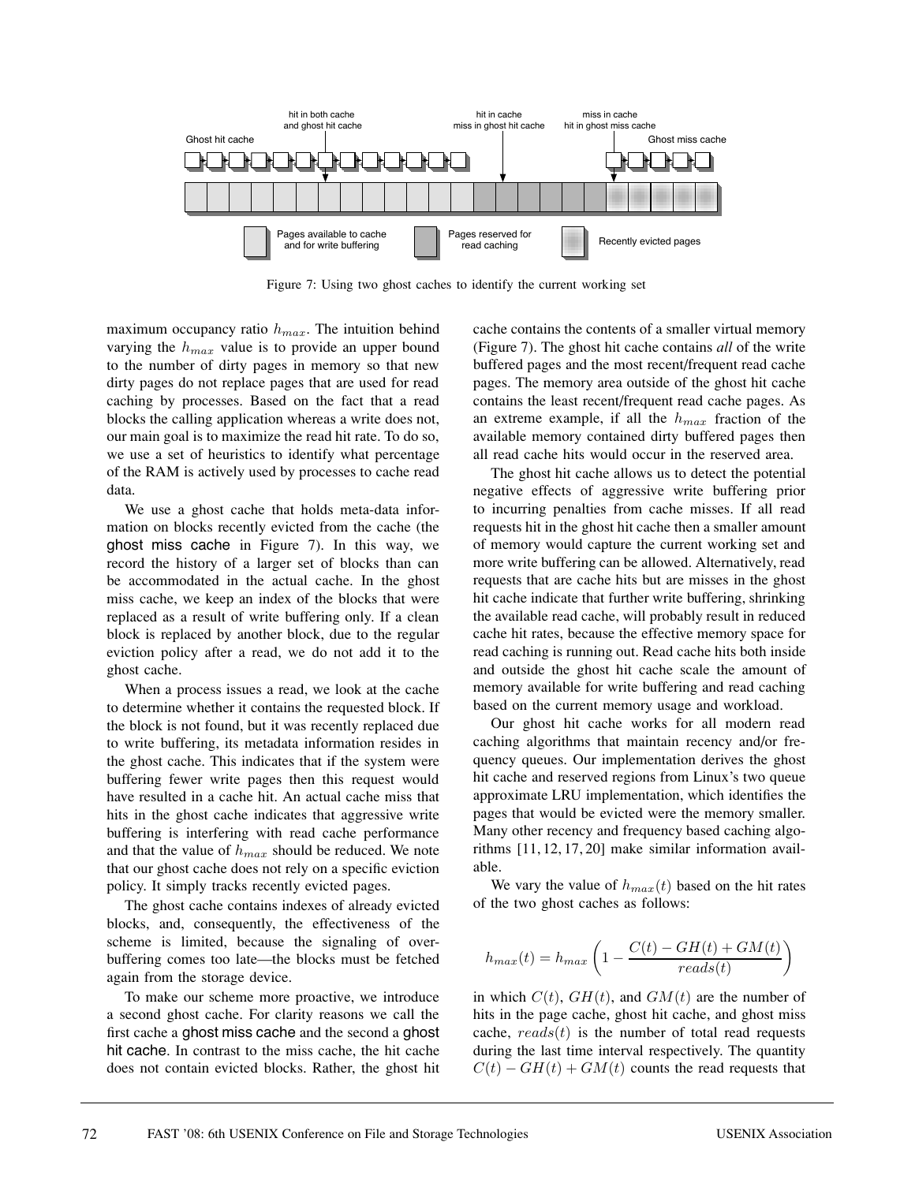Figure 7: Using two ghost caches to identify the current working set

maximum occupancy ratio $h_{max}$. The intuition behind varying the $h_{max}$ value is to provide an upper bound to the number of dirty pages in memory so that new dirty pages do not replace pages that are used for read caching by processes. Based on the fact that a read blocks the calling application whereas a write does not, our main goal is to maximize the read hit rate. To do so, we use a set of heuristics to identify what percentage of the RAM is actively used by processes to cache read data.

We use a ghost cache that holds meta-data information on blocks recently evicted from the cache (the ghost miss cache in Figure 7). In this way, we record the history of a larger set of blocks than can be accommodated in the actual cache. In the ghost miss cache, we keep an index of the blocks that were replaced as a result of write buffering only. If a clean block is replaced by another block, due to the regular eviction policy after a read, we do not add it to the ghost cache.

When a process issues a read, we look at the cache to determine whether it contains the requested block. If the block is not found, but it was recently replaced due to write buffering, its metadata information resides in the ghost cache. This indicates that if the system were buffering fewer write pages then this request would have resulted in a cache hit. An actual cache miss that hits in the ghost cache indicates that aggressive write buffering is interfering with read cache performance and that the value of $h_{max}$ should be reduced. We note that our ghost cache does not rely on a specific eviction policy. It simply tracks recently evicted pages.

The ghost cache contains indexes of already evicted blocks, and, consequently, the effectiveness of the scheme is limited, because the signaling of over-buffering comes too late—the blocks must be fetched again from the storage device.

To make our scheme more proactive, we introduce a second ghost cache. For clarity reasons we call the first cache a ghost miss cache and the second a ghost hit cache. In contrast to the miss cache, the hit cache does not contain evicted blocks. Rather, the ghost hit cache contains the contents of a smaller virtual memory (Figure 7). The ghost hit cache contains *all* of the write buffered pages and the most recent/frequent read cache pages. The memory area outside of the ghost hit cache contains the least recent/frequent read cache pages. As an extreme example, if all the $h_{max}$ fraction of the available memory contained dirty buffered pages then all read cache hits would occur in the reserved area.

The ghost hit cache allows us to detect the potential negative effects of aggressive write buffering prior to incurring penalties from cache misses. If all read requests hit in the ghost hit cache then a smaller amount of memory would capture the current working set and more write buffering can be allowed. Alternatively, read requests that are cache hits but are misses in the ghost hit cache indicate that further write buffering, shrinking the available read cache, will probably result in reduced cache hit rates, because the effective memory space for read caching is running out. Read cache hits both inside and outside the ghost hit cache scale the amount of memory available for write buffering and read caching based on the current memory usage and workload.

Our ghost hit cache works for all modern read caching algorithms that maintain recency and/or frequency queues. Our implementation derives the ghost hit cache and reserved regions from Linux's two queue approximate LRU implementation, which identifies the pages that would be evicted were the memory smaller. Many other recency and frequency based caching algorithms [11, 12, 17, 20] make similar information available.

We vary the value of $h_{max}(t)$ based on the hit rates of the two ghost caches as follows:

$$h_{max}(t) = h_{max}\left(1 - \frac{C(t) - GH(t) + GM(t)}{reads(t)}\right)$$

in which $C(t)$, $GH(t)$, and $GM(t)$ are the number of hits in the page cache, ghost hit cache, and ghost miss cache, $reads(t)$ is the number of total read requests during the last time interval respectively. The quantity $C(t) - GH(t) + GM(t)$ counts the read requests that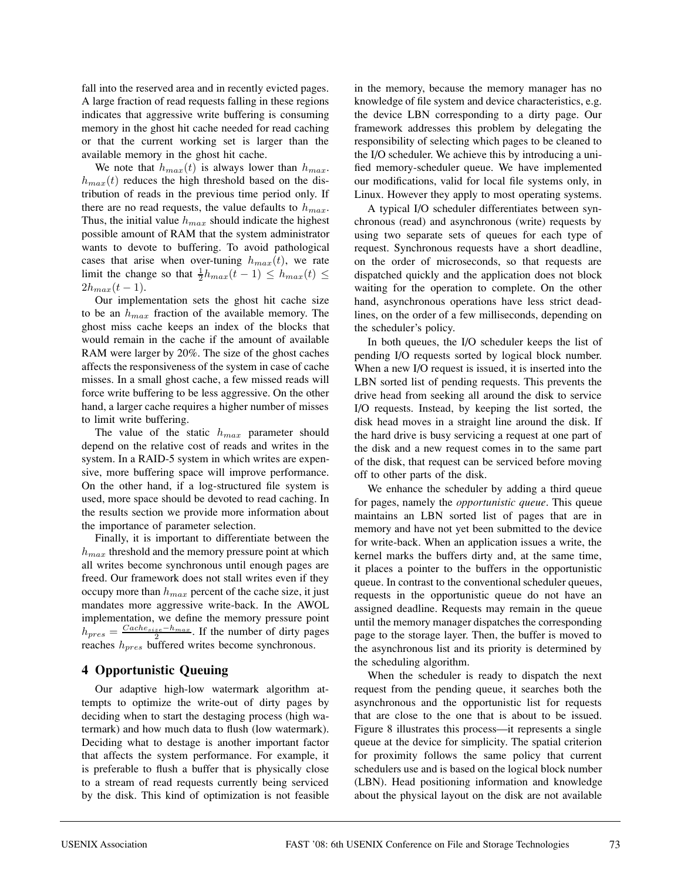fall into the reserved area and in recently evicted pages. A large fraction of read requests falling in these regions indicates that aggressive write buffering is consuming memory in the ghost hit cache needed for read caching or that the current working set is larger than the available memory in the ghost hit cache.

We note that $h_{max}(t)$ is always lower than $h_{max}$. $h_{max}(t)$ reduces the high threshold based on the distribution of reads in the previous time period only. If there are no read requests, the value defaults to $h_{max}$. Thus, the initial value $h_{max}$ should indicate the highest possible amount of RAM that the system administrator wants to devote to buffering. To avoid pathological cases that arise when over-tuning $h_{max}(t)$, we rate limit the change so that $\frac{1}{2}h_{max}(t-1) \leq h_{max}(t) \leq 2h_{max}(t-1)$.

Our implementation sets the ghost hit cache size to be an $h_{max}$ fraction of the available memory. The ghost miss cache keeps an index of the blocks that would remain in the cache if the amount of available RAM were larger by 20%. The size of the ghost caches affects the responsiveness of the system in case of cache misses. In a small ghost cache, a few missed reads will force write buffering to be less aggressive. On the other hand, a larger cache requires a higher number of misses to limit write buffering.

The value of the static $h_{max}$ parameter should depend on the relative cost of reads and writes in the system. In a RAID-5 system in which writes are expensive, more buffering space will improve performance. On the other hand, if a log-structured file system is used, more space should be devoted to read caching. In the results section we provide more information about the importance of parameter selection.

Finally, it is important to differentiate between the $h_{max}$ threshold and the memory pressure point at which all writes become synchronous until enough pages are freed. Our framework does not stall writes even if they occupy more than $h_{max}$ percent of the cache size, it just mandates more aggressive write-back. In the AWOL implementation, we define the memory pressure point $h_{pres} = \frac{Cache_{size} - h_{max}}{2}$. If the number of dirty pages reaches $h_{pres}$ buffered writes become synchronous.

## 4 Opportunistic Queuing

Our adaptive high-low watermark algorithm attempts to optimize the write-out of dirty pages by deciding when to start the destaging process (high watermark) and how much data to flush (low watermark). Deciding what to destage is another important factor that affects the system performance. For example, it is preferable to flush a buffer that is physically close to a stream of read requests currently being serviced by the disk. This kind of optimization is not feasible in the memory, because the memory manager has no knowledge of file system and device characteristics, e.g. the device LBN corresponding to a dirty page. Our framework addresses this problem by delegating the responsibility of selecting which pages to be cleaned to the I/O scheduler. We achieve this by introducing a unified memory-scheduler queue. We have implemented our modifications, valid for local file systems only, in Linux. However they apply to most operating systems.

A typical I/O scheduler differentiates between synchronous (read) and asynchronous (write) requests by using two separate sets of queues for each type of request. Synchronous requests have a short deadline, on the order of microseconds, so that requests are dispatched quickly and the application does not block waiting for the operation to complete. On the other hand, asynchronous operations have less strict deadlines, on the order of a few milliseconds, depending on the scheduler's policy.

In both queues, the I/O scheduler keeps the list of pending I/O requests sorted by logical block number. When a new I/O request is issued, it is inserted into the LBN sorted list of pending requests. This prevents the drive head from seeking all around the disk to service I/O requests. Instead, by keeping the list sorted, the disk head moves in a straight line around the disk. If the hard drive is busy servicing a request at one part of the disk and a new request comes in to the same part of the disk, that request can be serviced before moving off to other parts of the disk.

We enhance the scheduler by adding a third queue for pages, namely the *opportunistic queue*. This queue maintains an LBN sorted list of pages that are in memory and have not yet been submitted to the device for write-back. When an application issues a write, the kernel marks the buffers dirty and, at the same time, it places a pointer to the buffers in the opportunistic queue. In contrast to the conventional scheduler queues, requests in the opportunistic queue do not have an assigned deadline. Requests may remain in the queue until the memory manager dispatches the corresponding page to the storage layer. Then, the buffer is moved to the asynchronous list and its priority is determined by the scheduling algorithm.

When the scheduler is ready to dispatch the next request from the pending queue, it searches both the asynchronous and the opportunistic list for requests that are close to the one that is about to be issued. Figure 8 illustrates this process—it represents a single queue at the device for simplicity. The spatial criterion for proximity follows the same policy that current schedulers use and is based on the logical block number (LBN). Head positioning information and knowledge about the physical layout on the disk are not available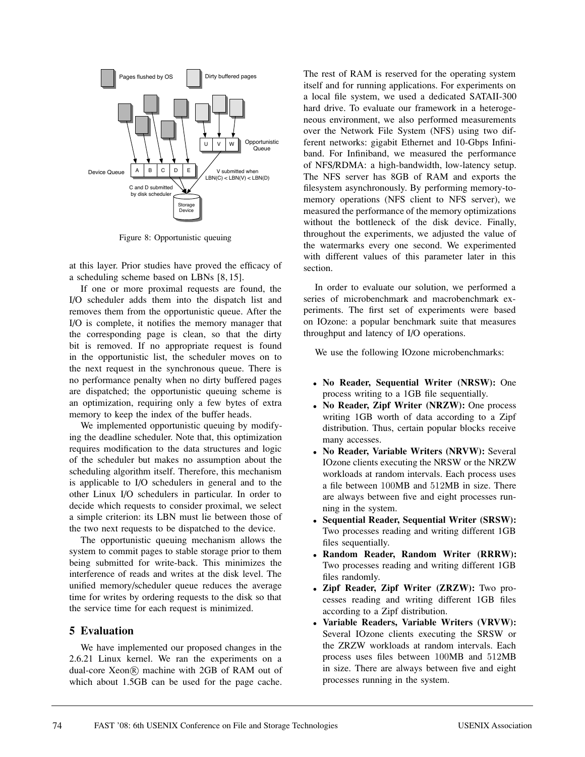Figure 8: Opportunistic queuing

at this layer. Prior studies have proved the efficacy of a scheduling scheme based on LBNs [8, 15].

If one or more proximal requests are found, the I/O scheduler adds them into the dispatch list and removes them from the opportunistic queue. After the I/O is complete, it notifies the memory manager that the corresponding page is clean, so that the dirty bit is removed. If no appropriate request is found in the opportunistic list, the scheduler moves on to the next request in the synchronous queue. There is no performance penalty when no dirty buffered pages are dispatched; the opportunistic queuing scheme is an optimization, requiring only a few bytes of extra memory to keep the index of the buffer heads.

We implemented opportunistic queuing by modifying the deadline scheduler. Note that, this optimization requires modification to the data structures and logic of the scheduler but makes no assumption about the scheduling algorithm itself. Therefore, this mechanism is applicable to I/O schedulers in general and to the other Linux I/O schedulers in particular. In order to decide which requests to consider proximal, we select a simple criterion: its LBN must lie between those of the two next requests to be dispatched to the device.

The opportunistic queuing mechanism allows the system to commit pages to stable storage prior to them being submitted for write-back. This minimizes the interference of reads and writes at the disk level. The unified memory/scheduler queue reduces the average time for writes by ordering requests to the disk so that the service time for each request is minimized.

## 5 Evaluation

We have implemented our proposed changes in the 2.6.21 Linux kernel. We ran the experiments on a dual-core Xeon® machine with 2GB of RAM out of which about 1.5GB can be used for the page cache. The rest of RAM is reserved for the operating system itself and for running applications. For experiments on a local file system, we used a dedicated SATAII-300 hard drive. To evaluate our framework in a heterogeneous environment, we also performed measurements over the Network File System (NFS) using two different networks: gigabit Ethernet and 10-Gbps Infiniband. For Infiniband, we measured the performance of NFS/RDMA: a high-bandwidth, low-latency setup. The NFS server has 8GB of RAM and exports the filesystem asynchronously. By performing memory-to-memory operations (NFS client to NFS server), we measured the performance of the memory optimizations without the bottleneck of the disk device. Finally, throughout the experiments, we adjusted the value of the watermarks every one second. We experimented with different values of this parameter later in this section.

In order to evaluate our solution, we performed a series of microbenchmark and macrobenchmark experiments. The first set of experiments were based on IOzone: a popular benchmark suite that measures throughput and latency of I/O operations.

We use the following IOzone microbenchmarks:

- **No Reader, Sequential Writer (NRSW):** One process writing to a 1GB file sequentially.
- **No Reader, Zipf Writer (NRZW):** One process writing 1GB worth of data according to a Zipf distribution. Thus, certain popular blocks receive many accesses.
- **No Reader, Variable Writers (NRVW):** Several IOzone clients executing the NRSW or the NRZW workloads at random intervals. Each process uses a file between 100MB and 512MB in size. There are always between five and eight processes running in the system.
- **Sequential Reader, Sequential Writer (SRSW):** Two processes reading and writing different 1GB files sequentially.
- **Random Reader, Random Writer (RRRW):** Two processes reading and writing different 1GB files randomly.
- **Zipf Reader, Zipf Writer (ZRZW):** Two processes reading and writing different 1GB files according to a Zipf distribution.
- **Variable Readers, Variable Writers (VRVW):** Several IOzone clients executing the SRSW or the ZRZW workloads at random intervals. Each process uses files between 100MB and 512MB in size. There are always between five and eight processes running in the system.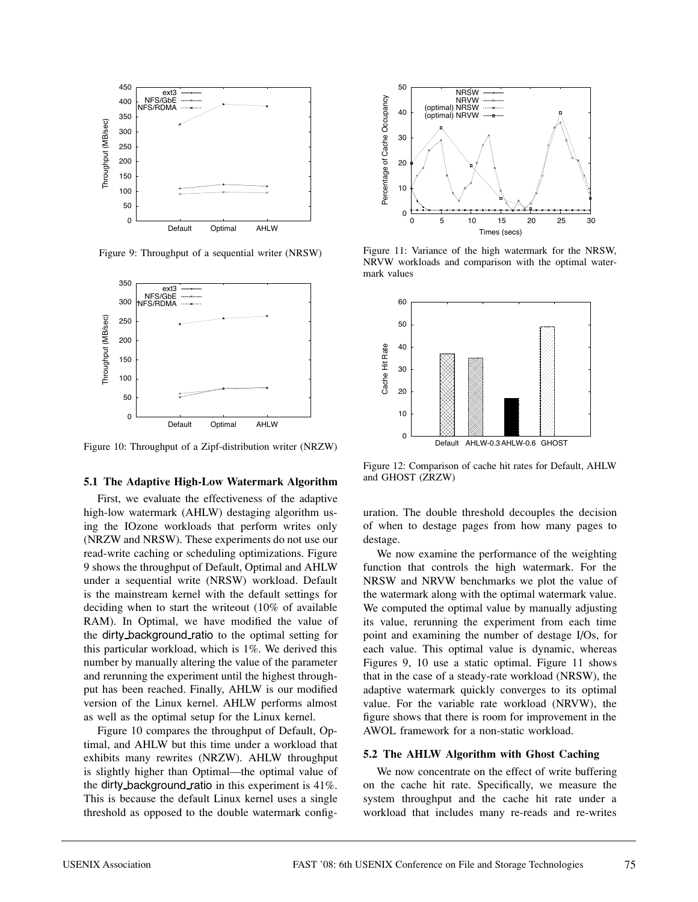Figure 9: Throughput of a sequential writer (NRSW)

Figure 10: Throughput of a Zipf-distribution writer (NRZW)

### 5.1 The Adaptive High-Low Watermark Algorithm

First, we evaluate the effectiveness of the adaptive high-low watermark (AHLW) destaging algorithm using the IOzone workloads that perform writes only (NRZW and NRSW). These experiments do not use our read-write caching or scheduling optimizations. Figure 9 shows the throughput of Default, Optimal and AHLW under a sequential write (NRSW) workload. Default is the mainstream kernel with the default settings for deciding when to start the writeout (10% of available RAM). In Optimal, we have modified the value of the dirty_background_ratio to the optimal setting for this particular workload, which is 1%. We derived this number by manually altering the value of the parameter and rerunning the experiment until the highest throughput has been reached. Finally, AHLW is our modified version of the Linux kernel. AHLW performs almost as well as the optimal setup for the Linux kernel.

Figure 10 compares the throughput of Default, Optimal, and AHLW but this time under a workload that exhibits many rewrites (NRZW). AHLW throughput is slightly higher than Optimal—the optimal value of the dirty_background_ratio in this experiment is 41%. This is because the default Linux kernel uses a single threshold as opposed to the double watermark configuration. The double threshold decouples the decision of when to destage pages from how many pages to destage.

Figure 11: Variance of the high watermark for the NRSW, NRVW workloads and comparison with the optimal watermark values

Figure 12: Comparison of cache hit rates for Default, AHLW and GHOST (ZRZW)

We now examine the performance of the weighting function that controls the high watermark. For the NRSW and NRVW benchmarks we plot the value of the watermark along with the optimal watermark value. We computed the optimal value by manually adjusting its value, rerunning the experiment from each time point and examining the number of destage I/Os, for each value. This optimal value is dynamic, whereas Figures 9, 10 use a static optimal. Figure 11 shows that in the case of a steady-rate workload (NRSW), the adaptive watermark quickly converges to its optimal value. For the variable rate workload (NRVW), the figure shows that there is room for improvement in the AWOL framework for a non-static workload.

### 5.2 The AHLW Algorithm with Ghost Caching

We now concentrate on the effect of write buffering on the cache hit rate. Specifically, we measure the system throughput and the cache hit rate under a workload that includes many re-reads and re-writes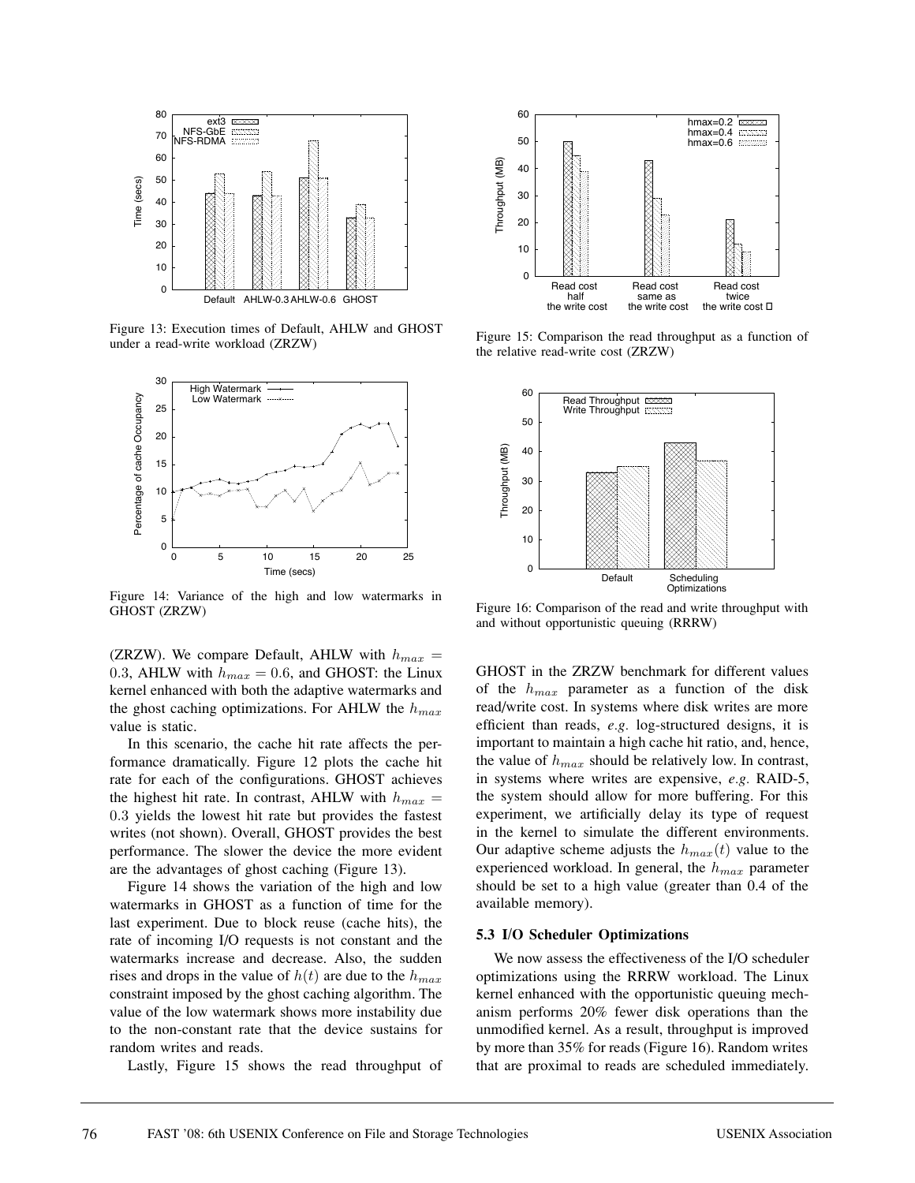Figure 13: Execution times of Default, AHLW and GHOST under a read-write workload (ZRZW)

Figure 14: Variance of the high and low watermarks in GHOST (ZRZW)

(ZRZW). We compare Default, AHLW with $h_{max} = 0.3$, AHLW with $h_{max} = 0.6$, and GHOST: the Linux kernel enhanced with both the adaptive watermarks and the ghost caching optimizations. For AHLW the $h_{max}$ value is static.

In this scenario, the cache hit rate affects the performance dramatically. Figure 12 plots the cache hit rate for each of the configurations. GHOST achieves the highest hit rate. In contrast, AHLW with $h_{max} = 0.3$ yields the lowest hit rate but provides the fastest writes (not shown). Overall, GHOST provides the best performance. The slower the device the more evident are the advantages of ghost caching (Figure 13).

Figure 14 shows the variation of the high and low watermarks in GHOST as a function of time for the last experiment. Due to block reuse (cache hits), the rate of incoming I/O requests is not constant and the watermarks increase and decrease. Also, the sudden rises and drops in the value of $h(t)$ are due to the $h_{max}$ constraint imposed by the ghost caching algorithm. The value of the low watermark shows more instability due to the non-constant rate that the device sustains for random writes and reads.

Lastly, Figure 15 shows the read throughput of GHOST in the ZRZW benchmark for different values of the $h_{max}$ parameter as a function of the disk read/write cost. In systems where disk writes are more efficient than reads, *e.g.* log-structured designs, it is important to maintain a high cache hit ratio, and, hence, the value of $h_{max}$ should be relatively low. In contrast, in systems where writes are expensive, *e.g.* RAID-5, the system should allow for more buffering. For this experiment, we artificially delay its type of request in the kernel to simulate the different environments. Our adaptive scheme adjusts the $h_{max}(t)$ value to the experienced workload. In general, the $h_{max}$ parameter should be set to a high value (greater than 0.4 of the available memory).

Figure 15: Comparison the read throughput as a function of the relative read-write cost (ZRZW)

Figure 16: Comparison of the read and write throughput with and without opportunistic queuing (RRRW)

### 5.3 I/O Scheduler Optimizations

We now assess the effectiveness of the I/O scheduler optimizations using the RRRW workload. The Linux kernel enhanced with the opportunistic queuing mechanism performs 20% fewer disk operations than the unmodified kernel. As a result, throughput is improved by more than 35% for reads (Figure 16). Random writes that are proximal to reads are scheduled immediately.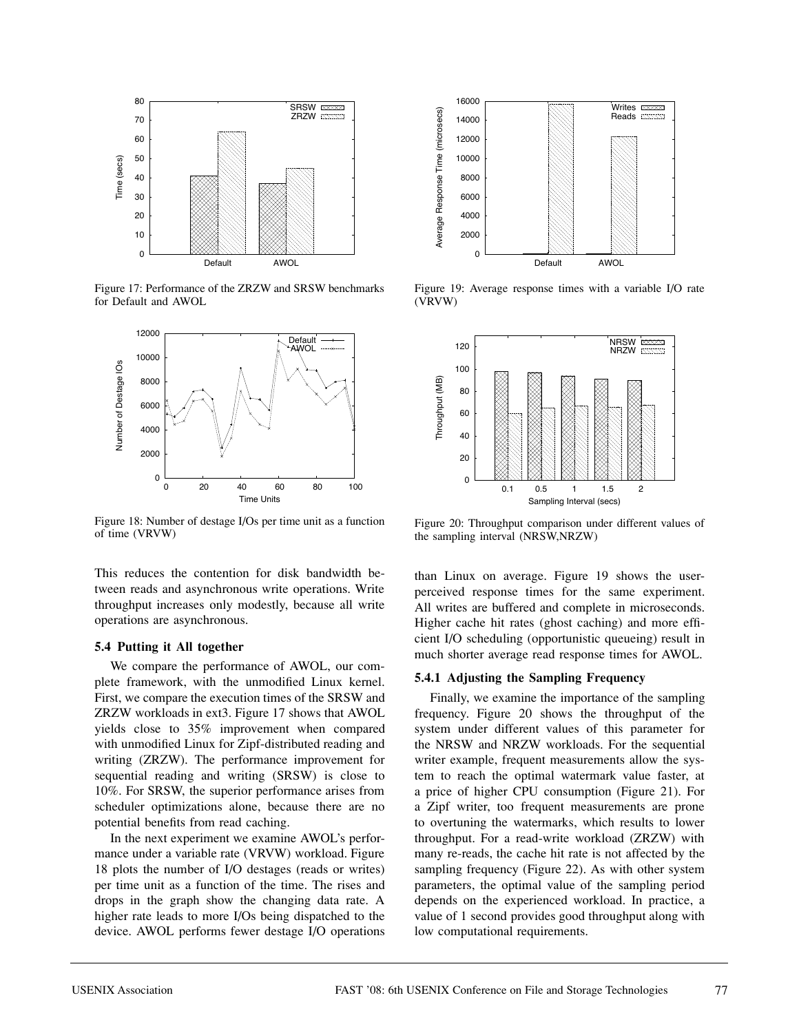Figure 17: Performance of the ZRZW and SRSW benchmarks for Default and AWOL

Figure 18: Number of destage I/Os per time unit as a function of time (VRVW)

Figure 19: Average response times with a variable I/O rate (VRVW)

Figure 20: Throughput comparison under different values of the sampling interval (NRSW,NRZW)

This reduces the contention for disk bandwidth between reads and asynchronous write operations. Write throughput increases only modestly, because all write operations are asynchronous.

### 5.4 Putting it All together

We compare the performance of AWOL, our complete framework, with the unmodified Linux kernel. First, we compare the execution times of the SRSW and ZRZW workloads in ext3. Figure 17 shows that AWOL yields close to 35% improvement when compared with unmodified Linux for Zipf-distributed reading and writing (ZRZW). The performance improvement for sequential reading and writing (SRSW) is close to 10%. For SRSW, the superior performance arises from scheduler optimizations alone, because there are no potential benefits from read caching.

In the next experiment we examine AWOL's performance under a variable rate (VRVW) workload. Figure 18 plots the number of I/O destages (reads or writes) per time unit as a function of the time. The rises and drops in the graph show the changing data rate. A higher rate leads to more I/Os being dispatched to the device. AWOL performs fewer destage I/O operations than Linux on average. Figure 19 shows the user-perceived response times for the same experiment. All writes are buffered and complete in microseconds. Higher cache hit rates (ghost caching) and more efficient I/O scheduling (opportunistic queueing) result in much shorter average read response times for AWOL.

#### 5.4.1 Adjusting the Sampling Frequency

Finally, we examine the importance of the sampling frequency. Figure 20 shows the throughput of the system under different values of this parameter for the NRSW and NRZW workloads. For the sequential writer example, frequent measurements allow the system to reach the optimal watermark value faster, at a price of higher CPU consumption (Figure 21). For a Zipf writer, too frequent measurements are prone to overtuning the watermarks, which results to lower throughput. For a read-write workload (ZRZW) with many re-reads, the cache hit rate is not affected by the sampling frequency (Figure 22). As with other system parameters, the optimal value of the sampling period depends on the experienced workload. In practice, a value of 1 second provides good throughput along with low computational requirements.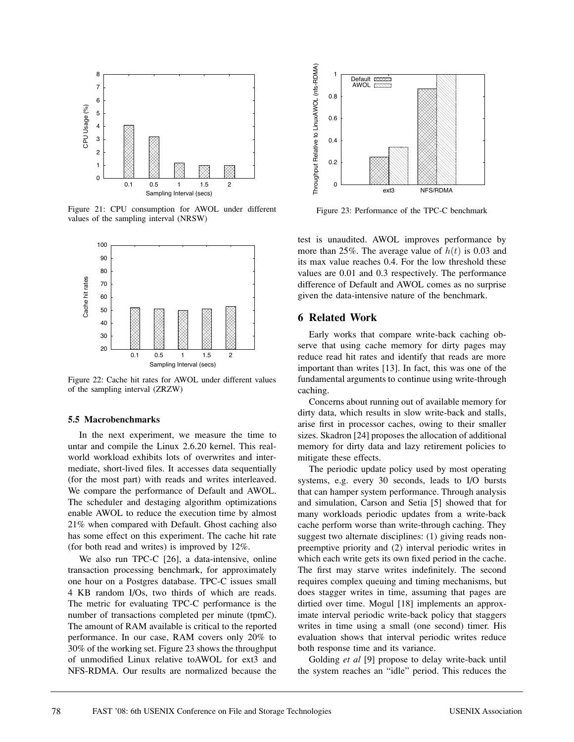Figure 21: CPU consumption for AWOL under different values of the sampling interval (NRSW)

Figure 22: Cache hit rates for AWOL under different values of the sampling interval (ZRZW)

### 5.5 Macrobenchmarks

In the next experiment, we measure the time to untar and compile the Linux 2.6.20 kernel. This real-world workload exhibits lots of overwrites and intermediate, short-lived files. It accesses data sequentially (for the most part) with reads and writes interleaved. We compare the performance of Default and AWOL. The scheduler and destaging algorithm optimizations enable AWOL to reduce the execution time by almost 21% when compared with Default. Ghost caching also has some effect on this experiment. The cache hit rate (for both read and writes) is improved by 12%.

We also run TPC-C [26], a data-intensive, online transaction processing benchmark, for approximately one hour on a Postgres database. TPC-C issues small 4 KB random I/Os, two thirds of which are reads. The metric for evaluating TPC-C performance is the number of transactions completed per minute (tpmC). The amount of RAM available is critical to the reported performance. In our case, RAM covers only 20% to 30% of the working set. Figure 23 shows the throughput of unmodified Linux relative toAWOL for ext3 and NFS-RDMA. Our results are normalized because the test is unaudited. AWOL improves performance by more than 25%. The average value of $h(t)$ is 0.03 and its max value reaches 0.4. For the low threshold these values are 0.01 and 0.3 respectively. The performance difference of Default and AWOL comes as no surprise given the data-intensive nature of the benchmark.

Figure 23: Performance of the TPC-C benchmark

## 6 Related Work

Early works that compare write-back caching observe that using cache memory for dirty pages may reduce read hit rates and identify that reads are more important than writes [13]. In fact, this was one of the fundamental arguments to continue using write-through caching.

Concerns about running out of available memory for dirty data, which results in slow write-back and stalls, arise first in processor caches, owing to their smaller sizes. Skadron [24] proposes the allocation of additional memory for dirty data and lazy retirement policies to mitigate these effects.

The periodic update policy used by most operating systems, e.g. every 30 seconds, leads to I/O bursts that can hamper system performance. Through analysis and simulation, Carson and Setia [5] showed that for many workloads periodic updates from a write-back cache perform worse than write-through caching. They suggest two alternate disciplines: (1) giving reads non-preemptive priority and (2) interval periodic writes in which each write gets its own fixed period in the cache. The first may starve writes indefinitely. The second requires complex queuing and timing mechanisms, but does stagger writes in time, assuming that pages are dirtied over time. Mogul [18] implements an approximate interval periodic write-back policy that staggers writes in time using a small (one second) timer. His evaluation shows that interval periodic writes reduce both response time and its variance.

Golding *et al* [9] propose to delay write-back until the system reaches an "idle" period. This reduces the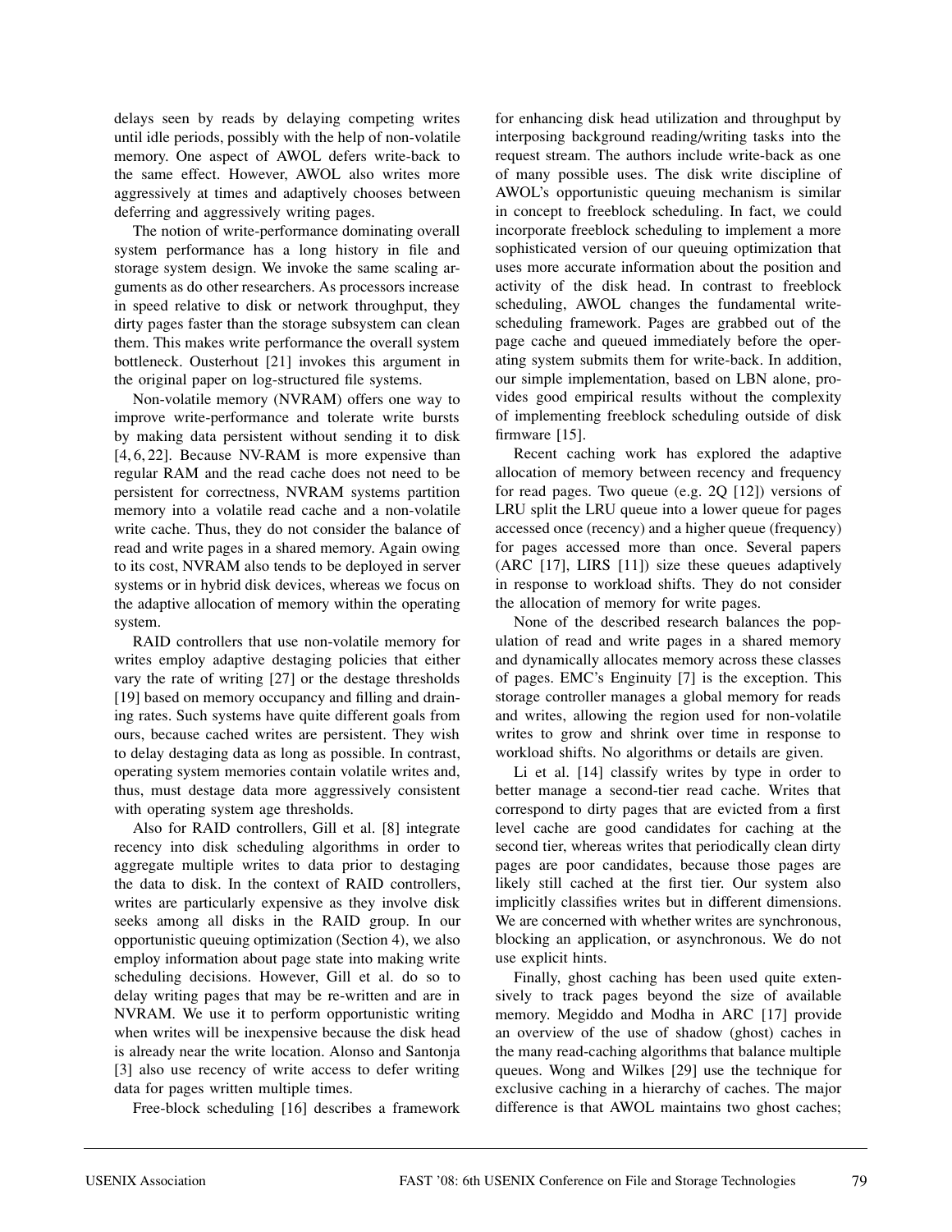delays seen by reads by delaying competing writes until idle periods, possibly with the help of non-volatile memory. One aspect of AWOL defers write-back to the same effect. However, AWOL also writes more aggressively at times and adaptively chooses between deferring and aggressively writing pages.

The notion of write-performance dominating overall system performance has a long history in file and storage system design. We invoke the same scaling arguments as do other researchers. As processors increase in speed relative to disk or network throughput, they dirty pages faster than the storage subsystem can clean them. This makes write performance the overall system bottleneck. Ousterhout [21] invokes this argument in the original paper on log-structured file systems.

Non-volatile memory (NVRAM) offers one way to improve write-performance and tolerate write bursts by making data persistent without sending it to disk [4, 6, 22]. Because NV-RAM is more expensive than regular RAM and the read cache does not need to be persistent for correctness, NVRAM systems partition memory into a volatile read cache and a non-volatile write cache. Thus, they do not consider the balance of read and write pages in a shared memory. Again owing to its cost, NVRAM also tends to be deployed in server systems or in hybrid disk devices, whereas we focus on the adaptive allocation of memory within the operating system.

RAID controllers that use non-volatile memory for writes employ adaptive destaging policies that either vary the rate of writing [27] or the destage thresholds [19] based on memory occupancy and filling and draining rates. Such systems have quite different goals from ours, because cached writes are persistent. They wish to delay destaging data as long as possible. In contrast, operating system memories contain volatile writes and, thus, must destage data more aggressively consistent with operating system age thresholds.

Also for RAID controllers, Gill et al. [8] integrate recency into disk scheduling algorithms in order to aggregate multiple writes to data prior to destaging the data to disk. In the context of RAID controllers, writes are particularly expensive as they involve disk seeks among all disks in the RAID group. In our opportunistic queuing optimization (Section 4), we also employ information about page state into making write scheduling decisions. However, Gill et al. do so to delay writing pages that may be re-written and are in NVRAM. We use it to perform opportunistic writing when writes will be inexpensive because the disk head is already near the write location. Alonso and Santonja [3] also use recency of write access to defer writing data for pages written multiple times.

Free-block scheduling [16] describes a framework for enhancing disk head utilization and throughput by interposing background reading/writing tasks into the request stream. The authors include write-back as one of many possible uses. The disk write discipline of AWOL's opportunistic queuing mechanism is similar in concept to freeblock scheduling. In fact, we could incorporate freeblock scheduling to implement a more sophisticated version of our queuing optimization that uses more accurate information about the position and activity of the disk head. In contrast to freeblock scheduling, AWOL changes the fundamental write-scheduling framework. Pages are grabbed out of the page cache and queued immediately before the operating system submits them for write-back. In addition, our simple implementation, based on LBN alone, provides good empirical results without the complexity of implementing freeblock scheduling outside of disk firmware [15].

Recent caching work has explored the adaptive allocation of memory between recency and frequency for read pages. Two queue (e.g. 2Q [12]) versions of LRU split the LRU queue into a lower queue for pages accessed once (recency) and a higher queue (frequency) for pages accessed more than once. Several papers (ARC [17], LIRS [11]) size these queues adaptively in response to workload shifts. They do not consider the allocation of memory for write pages.

None of the described research balances the population of read and write pages in a shared memory and dynamically allocates memory across these classes of pages. EMC's Enginuity [7] is the exception. This storage controller manages a global memory for reads and writes, allowing the region used for non-volatile writes to grow and shrink over time in response to workload shifts. No algorithms or details are given.

Li et al. [14] classify writes by type in order to better manage a second-tier read cache. Writes that correspond to dirty pages that are evicted from a first level cache are good candidates for caching at the second tier, whereas writes that periodically clean dirty pages are poor candidates, because those pages are likely still cached at the first tier. Our system also implicitly classifies writes but in different dimensions. We are concerned with whether writes are synchronous, blocking an application, or asynchronous. We do not use explicit hints.

Finally, ghost caching has been used quite extensively to track pages beyond the size of available memory. Megiddo and Modha in ARC [17] provide an overview of the use of shadow (ghost) caches in the many read-caching algorithms that balance multiple queues. Wong and Wilkes [29] use the technique for exclusive caching in a hierarchy of caches. The major difference is that AWOL maintains two ghost caches;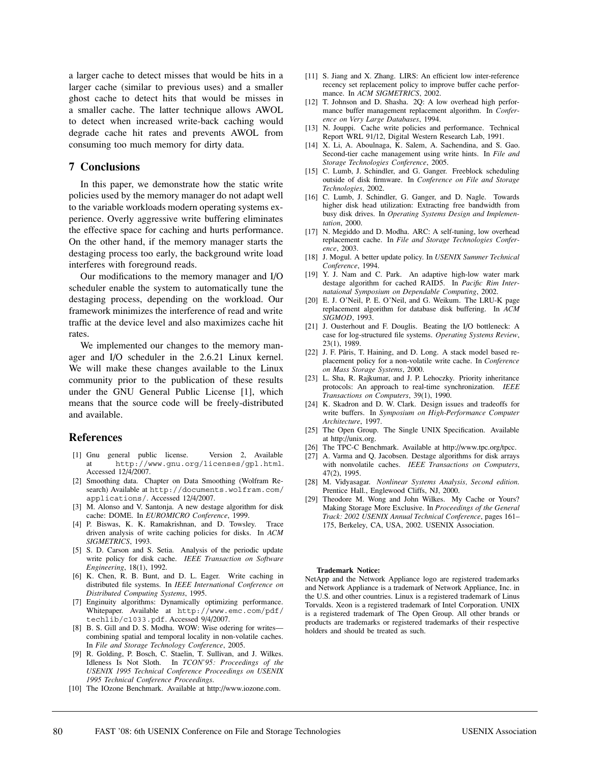a larger cache to detect misses that would be hits in a larger cache (similar to previous uses) and a smaller ghost cache to detect hits that would be misses in a smaller cache. The latter technique allows AWOL to detect when increased write-back caching would degrade cache hit rates and prevents AWOL from consuming too much memory for dirty data.

## 7 Conclusions

In this paper, we demonstrate how the static write policies used by the memory manager do not adapt well to the variable workloads modern operating systems experience. Overly aggressive write buffering eliminates the effective space for caching and hurts performance. On the other hand, if the memory manager starts the destaging process too early, the background write load interferes with foreground reads.

Our modifications to the memory manager and I/O scheduler enable the system to automatically tune the destaging process, depending on the workload. Our framework minimizes the interference of read and write traffic at the device level and also maximizes cache hit rates.

We implemented our changes to the memory manager and I/O scheduler in the 2.6.21 Linux kernel. We will make these changes available to the Linux community prior to the publication of these results under the GNU General Public License [1], which means that the source code will be freely-distributed and available.

## References

[1] Gnu general public license. Version 2, Available at `http://www.gnu.org/licenses/gpl.html`. Accessed 12/4/2007.

[2] Smoothing data. Chapter on Data Smoothing (Wolfram Research) Available at `http://documents.wolfram.com/applications/`. Accessed 12/4/2007.

[3] M. Alonso and V. Santonja. A new destage algorithm for disk cache: DOME. In *EUROMICRO Conference*, 1999.

[4] P. Biswas, K. K. Ramakrishnan, and D. Towsley. Trace driven analysis of write caching policies for disks. In *ACM SIGMETRICS*, 1993.

[5] S. D. Carson and S. Setia. Analysis of the periodic update write policy for disk cache. *IEEE Transaction on Software Engineering*, 18(1), 1992.

[6] K. Chen, R. B. Bunt, and D. L. Eager. Write caching in distributed file systems. In *IEEE International Conference on Distributed Computing Systems*, 1995.

[7] Enginuity algorithms: Dynamically optimizing performance. Whitepaper. Available at `http://www.emc.com/pdf/techlib/c1033.pdf`. Accessed 9/4/2007.

[8] B. S. Gill and D. S. Modha. WOW: Wise odering for writes—combining spatial and temporal locality in non-volatile caches. In *File and Storage Technology Conference*, 2005.

[9] R. Golding, P. Bosch, C. Staelin, T. Sullivan, and J. Wilkes. Idleness Is Not Sloth. In *TCON'95: Proceedings of the USENIX 1995 Technical Conference Proceedings on USENIX 1995 Technical Conference Proceedings*.

[10] The IOzone Benchmark. Available at http://www.iozone.com.

[11] S. Jiang and X. Zhang. LIRS: An efficient low inter-reference recency set replacement policy to improve buffer cache performance. In *ACM SIGMETRICS*, 2002.

[12] T. Johnson and D. Shasha. 2Q: A low overhead high performance buffer management replacement algorithm. In *Conference on Very Large Databases*, 1994.

[13] N. Jouppi. Cache write policies and performance. Technical Report WRL 91/12, Digital Western Research Lab, 1991.

[14] X. Li, A. Aboulnaga, K. Salem, A. Sachendina, and S. Gao. Second-tier cache management using write hints. In *File and Storage Technologies Conference*, 2005.

[15] C. Lumb, J. Schindler, and G. Ganger. Freeblock scheduling outside of disk firmware. In *Conference on File and Storage Technologies*, 2002.

[16] C. Lumb, J. Schindler, G. Ganger, and D. Nagle. Towards higher disk head utilization: Extracting free bandwidth from busy disk drives. In *Operating Systems Design and Implementation*, 2000.

[17] N. Megiddo and D. Modha. ARC: A self-tuning, low overhead replacement cache. In *File and Storage Technologies Conference*, 2003.

[18] J. Mogul. A better update policy. In *USENIX Summer Technical Conference*, 1994.

[19] Y. J. Nam and C. Park. An adaptive high-low water mark destage algorithm for cached RAID5. In *Pacific Rim Internataional Symposium on Dependable Computing*, 2002.

[20] E. J. O'Neil, P. E. O'Neil, and G. Weikum. The LRU-K page replacement algorithm for database disk buffering. In *ACM SIGMOD*, 1993.

[21] J. Ousterhout and F. Douglis. Beating the I/O bottleneck: A case for log-structured file systems. *Operating Systems Review*, 23(1), 1989.

[22] J. F. Pâris, T. Haining, and D. Long. A stack model based replacement policy for a non-volatile write cache. In *Conference on Mass Storage Systems*, 2000.

[23] L. Sha, R. Rajkumar, and J. P. Lehoczky. Priority inheritance protocols: An approach to real-time synchronization. *IEEE Transactions on Computers*, 39(1), 1990.

[24] K. Skadron and D. W. Clark. Design issues and tradeoffs for write buffers. In *Symposium on High-Performance Computer Architecture*, 1997.

[25] The Open Group. The Single UNIX Specification. Available at http://unix.org.

[26] The TPC-C Benchmark. Available at http://www.tpc.org/tpcc.

[27] A. Varma and Q. Jacobsen. Destage algorithms for disk arrays with nonvolatile caches. *IEEE Transactions on Computers*, 47(2), 1995.

[28] M. Vidyasagar. *Nonlinear Systems Analysis, Second edition*. Prentice Hall., Englewood Cliffs, NJ, 2000.

[29] Theodore M. Wong and John Wilkes. My Cache or Yours? Making Storage More Exclusive. In *Proceedings of the General Track: 2002 USENIX Annual Technical Conference*, pages 161–175, Berkeley, CA, USA, 2002. USENIX Association.

**Trademark Notice:**
NetApp and the Network Appliance logo are registered trademarks and Network Appliance is a trademark of Network Appliance, Inc. in the U.S. and other countries. Linux is a registered trademark of Linus Torvalds. Xeon is a registered trademark of Intel Corporation. UNIX is a registered trademark of The Open Group. All other brands or products are trademarks or registered trademarks of their respective holders and should be treated as such.